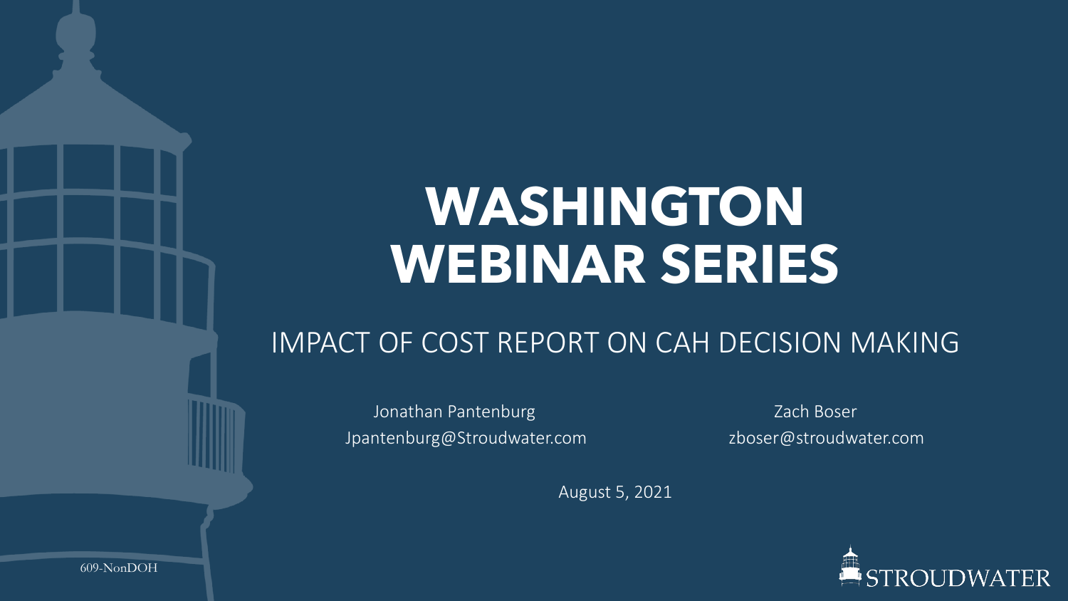# WASHINGTON WEBINAR SERIES

## IMPACT OF COST REPORT ON CAH DECISION MAKING

Jonathan Pantenburg
Jpantenburg@Stroudwater.com

Zach Boser
zboser@stroudwater.com

August 5, 2021

609-NonDOH

STROUDWATER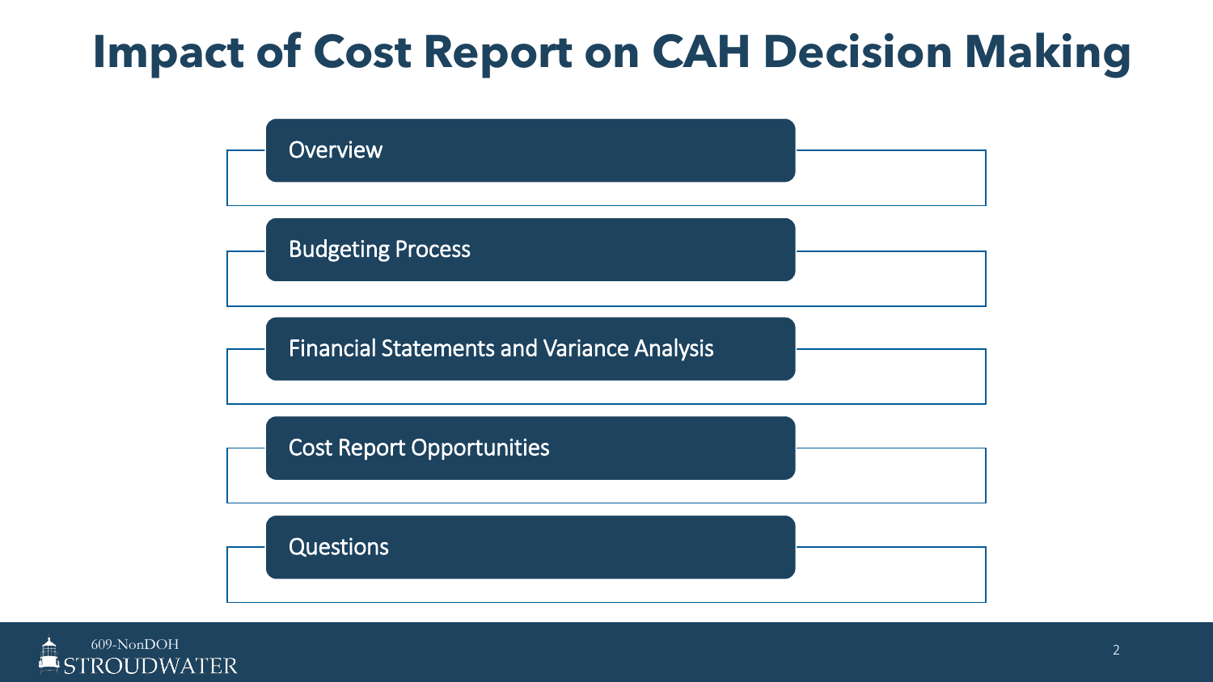# Impact of Cost Report on CAH Decision Making

- Overview
- Budgeting Process
- Financial Statements and Variance Analysis
- Cost Report Opportunities
- Questions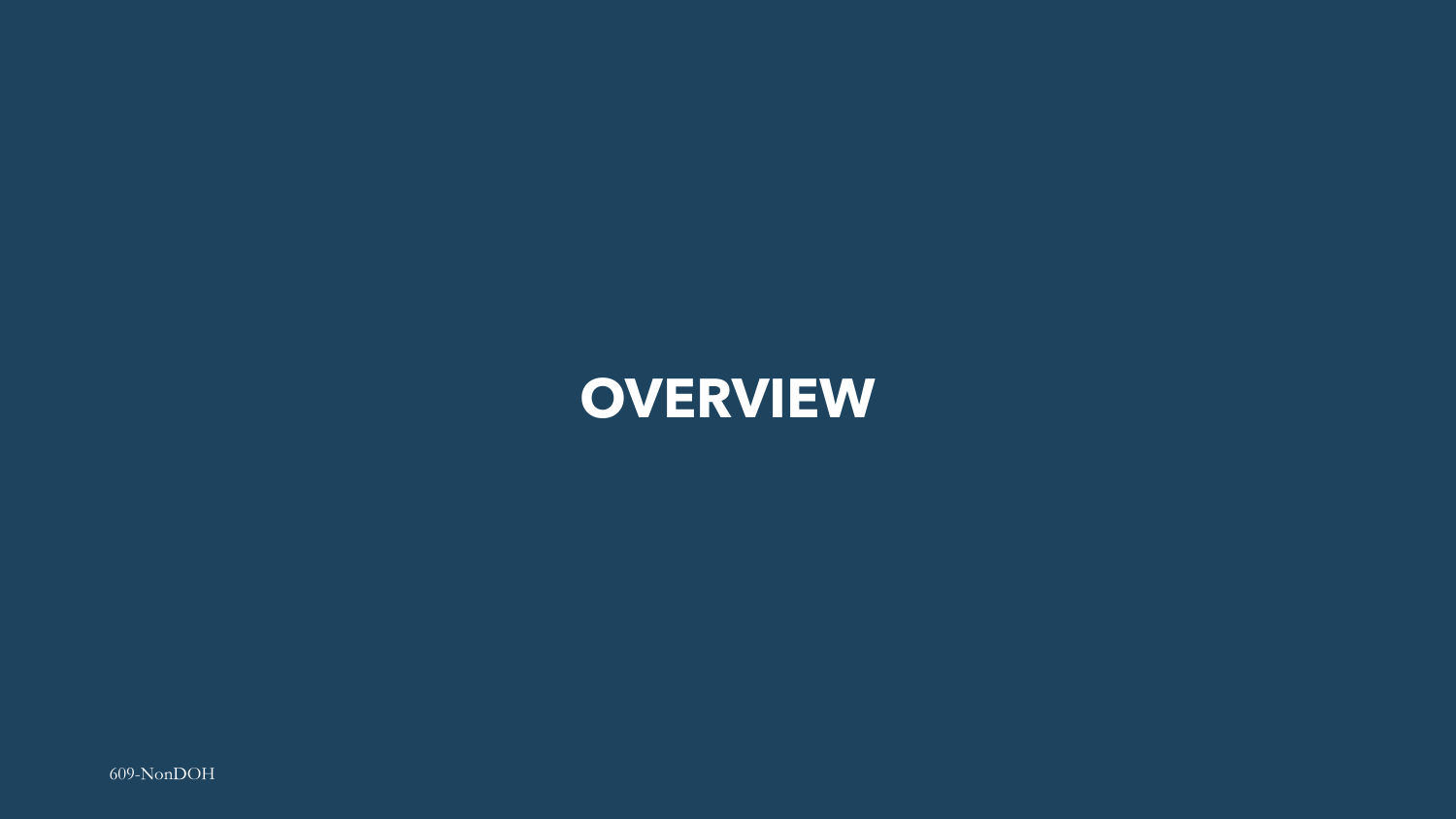# OVERVIEW

609-NonDOH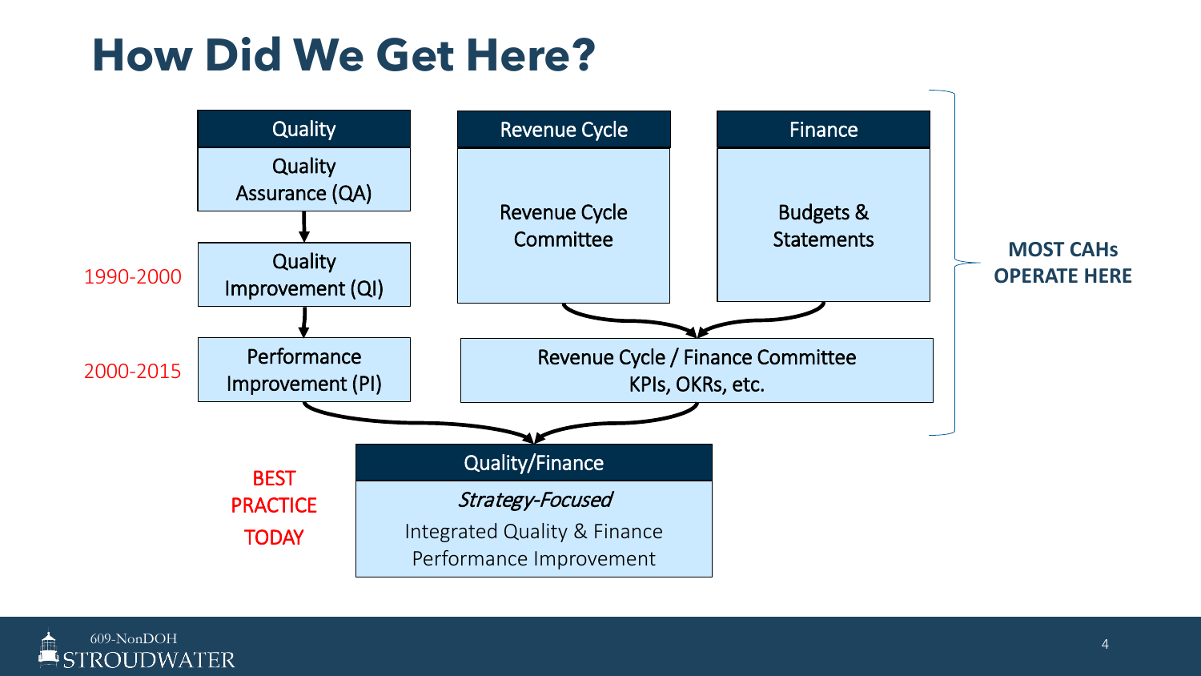# How Did We Get Here?

**Quality**

- Quality Assurance (QA)
- ↓
- Quality Improvement (QI) — 1990-2000
- ↓
- Performance Improvement (PI) — 2000-2015

**Revenue Cycle**

- Revenue Cycle Committee

**Finance**

- Budgets & Statements

Revenue Cycle Committee + Budgets & Statements → Revenue Cycle / Finance Committee KPIs, OKRs, etc.

**MOST CAHs OPERATE HERE**

Performance Improvement (PI) + Revenue Cycle / Finance Committee → Quality/Finance

**Quality/Finance**

*Strategy-Focused*

Integrated Quality & Finance Performance Improvement

BEST PRACTICE TODAY

609-NonDOH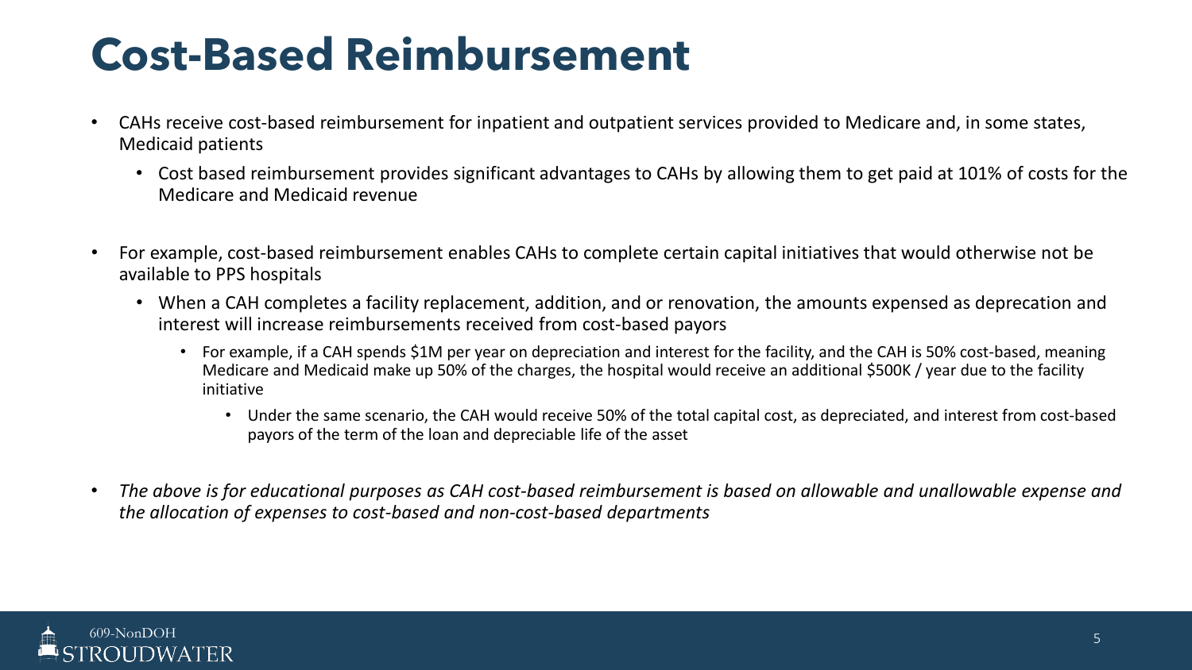# Cost-Based Reimbursement

- CAHs receive cost-based reimbursement for inpatient and outpatient services provided to Medicare and, in some states, Medicaid patients
  - Cost based reimbursement provides significant advantages to CAHs by allowing them to get paid at 101% of costs for the Medicare and Medicaid revenue

- For example, cost-based reimbursement enables CAHs to complete certain capital initiatives that would otherwise not be available to PPS hospitals
  - When a CAH completes a facility replacement, addition, and or renovation, the amounts expensed as deprecation and interest will increase reimbursements received from cost-based payors
    - For example, if a CAH spends $1M per year on depreciation and interest for the facility, and the CAH is 50% cost-based, meaning Medicare and Medicaid make up 50% of the charges, the hospital would receive an additional $500K / year due to the facility initiative
      - Under the same scenario, the CAH would receive 50% of the total capital cost, as depreciated, and interest from cost-based payors of the term of the loan and depreciable life of the asset

- *The above is for educational purposes as CAH cost-based reimbursement is based on allowable and unallowable expense and the allocation of expenses to cost-based and non-cost-based departments*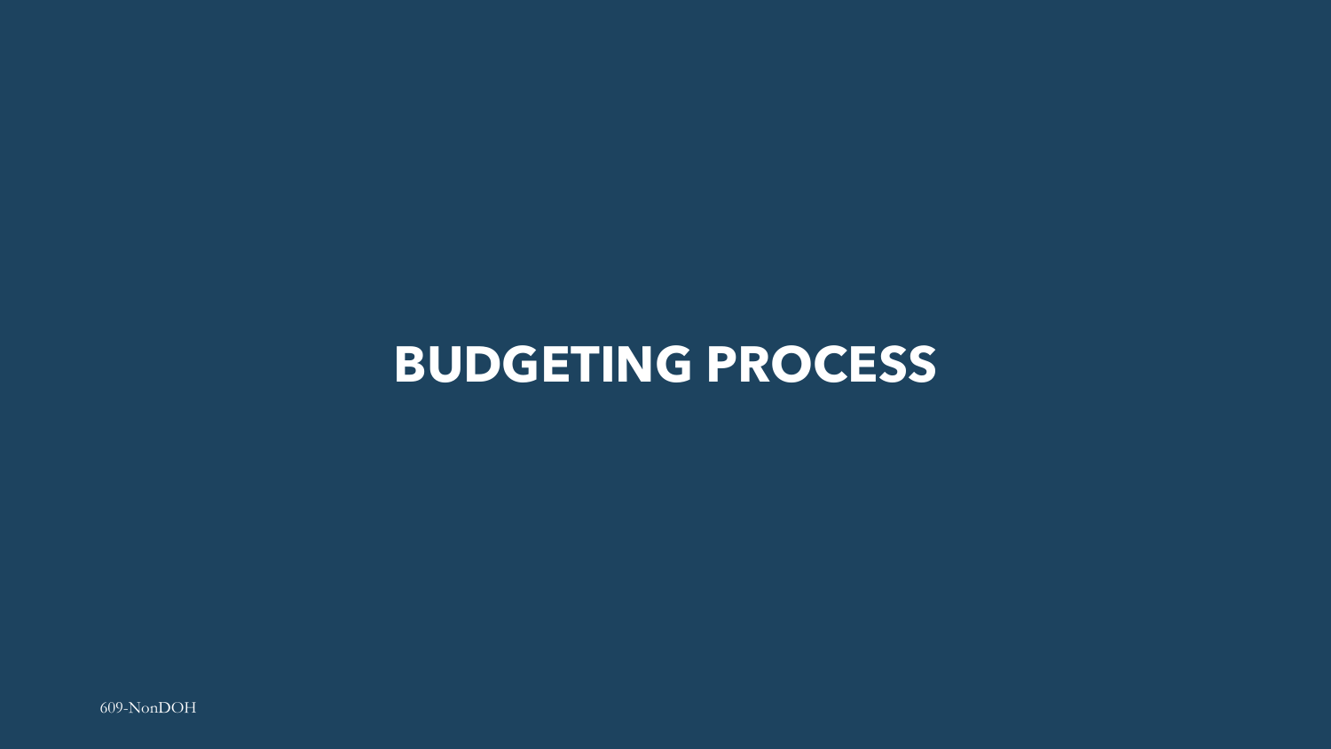# BUDGETING PROCESS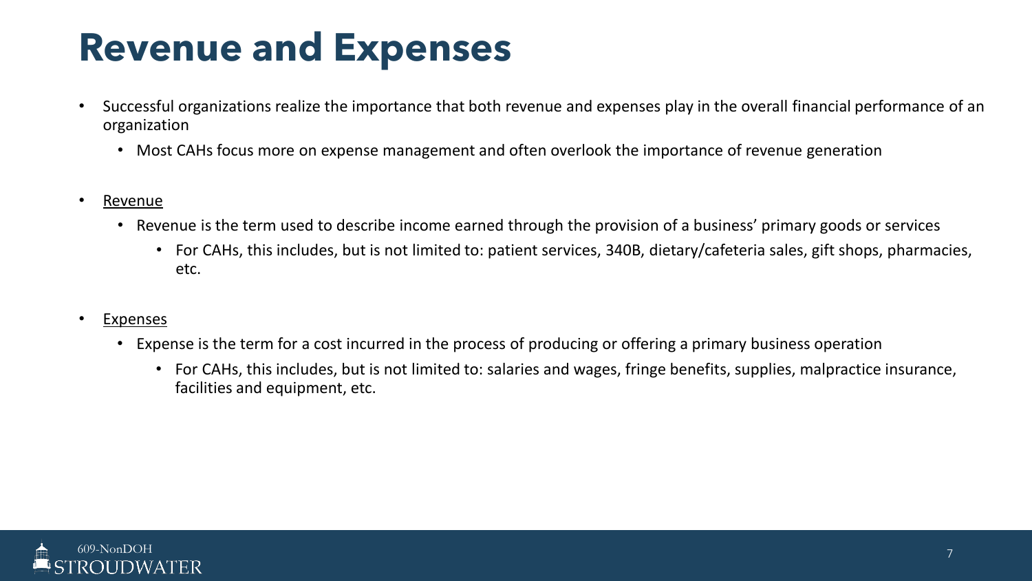# Revenue and Expenses

- Successful organizations realize the importance that both revenue and expenses play in the overall financial performance of an organization
  - Most CAHs focus more on expense management and often overlook the importance of revenue generation

- Revenue
  - Revenue is the term used to describe income earned through the provision of a business' primary goods or services
    - For CAHs, this includes, but is not limited to: patient services, 340B, dietary/cafeteria sales, gift shops, pharmacies, etc.

- Expenses
  - Expense is the term for a cost incurred in the process of producing or offering a primary business operation
    - For CAHs, this includes, but is not limited to: salaries and wages, fringe benefits, supplies, malpractice insurance, facilities and equipment, etc.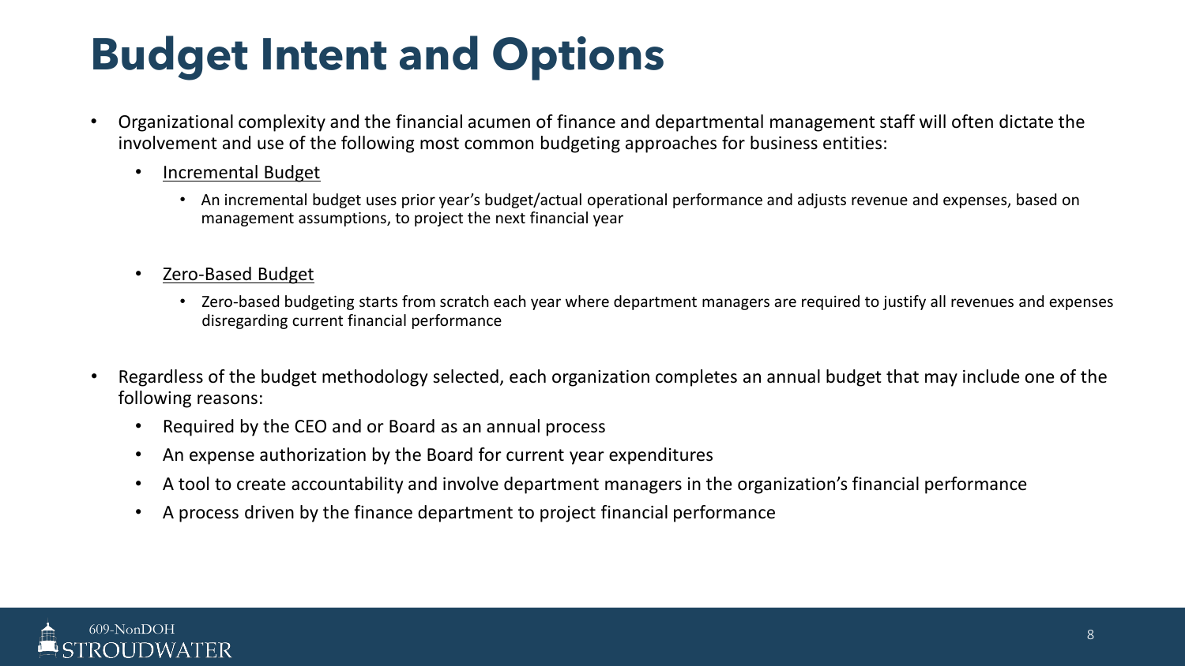# Budget Intent and Options

- Organizational complexity and the financial acumen of finance and departmental management staff will often dictate the involvement and use of the following most common budgeting approaches for business entities:
  - <u>Incremental Budget</u>
    - An incremental budget uses prior year's budget/actual operational performance and adjusts revenue and expenses, based on management assumptions, to project the next financial year
  - <u>Zero-Based Budget</u>
    - Zero-based budgeting starts from scratch each year where department managers are required to justify all revenues and expenses disregarding current financial performance
- Regardless of the budget methodology selected, each organization completes an annual budget that may include one of the following reasons:
  - Required by the CEO and or Board as an annual process
  - An expense authorization by the Board for current year expenditures
  - A tool to create accountability and involve department managers in the organization's financial performance
  - A process driven by the finance department to project financial performance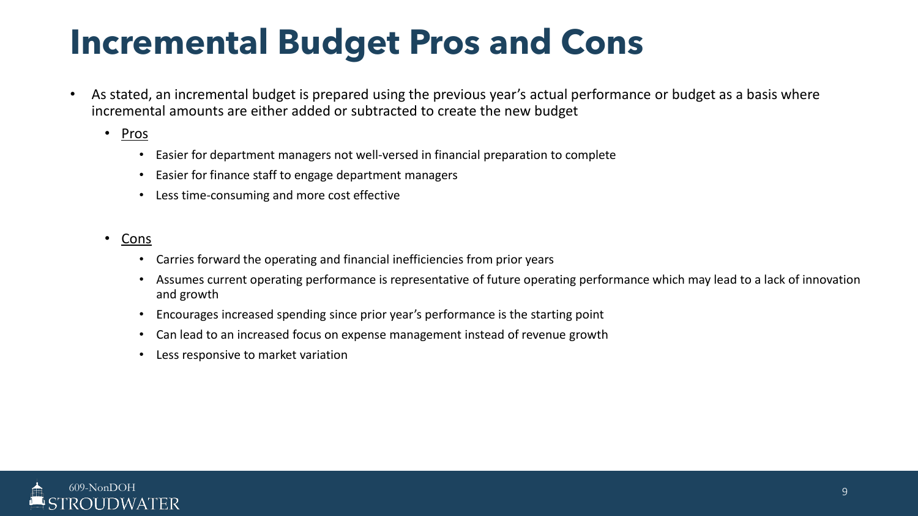# Incremental Budget Pros and Cons

- As stated, an incremental budget is prepared using the previous year's actual performance or budget as a basis where incremental amounts are either added or subtracted to create the new budget
  - Pros
    - Easier for department managers not well-versed in financial preparation to complete
    - Easier for finance staff to engage department managers
    - Less time-consuming and more cost effective
  - Cons
    - Carries forward the operating and financial inefficiencies from prior years
    - Assumes current operating performance is representative of future operating performance which may lead to a lack of innovation and growth
    - Encourages increased spending since prior year's performance is the starting point
    - Can lead to an increased focus on expense management instead of revenue growth
    - Less responsive to market variation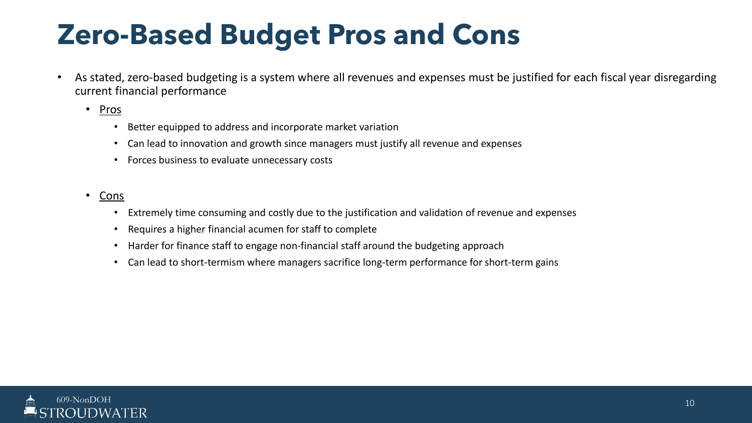# Zero-Based Budget Pros and Cons

- As stated, zero-based budgeting is a system where all revenues and expenses must be justified for each fiscal year disregarding current financial performance
  - Pros
    - Better equipped to address and incorporate market variation
    - Can lead to innovation and growth since managers must justify all revenue and expenses
    - Forces business to evaluate unnecessary costs
  - Cons
    - Extremely time consuming and costly due to the justification and validation of revenue and expenses
    - Requires a higher financial acumen for staff to complete
    - Harder for finance staff to engage non-financial staff around the budgeting approach
    - Can lead to short-termism where managers sacrifice long-term performance for short-term gains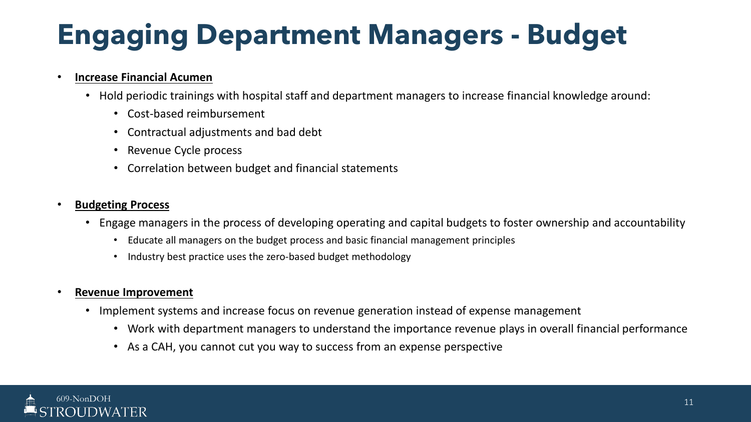# Engaging Department Managers - Budget

- **Increase Financial Acumen**
  - Hold periodic trainings with hospital staff and department managers to increase financial knowledge around:
    - Cost-based reimbursement
    - Contractual adjustments and bad debt
    - Revenue Cycle process
    - Correlation between budget and financial statements

- **Budgeting Process**
  - Engage managers in the process of developing operating and capital budgets to foster ownership and accountability
    - Educate all managers on the budget process and basic financial management principles
    - Industry best practice uses the zero-based budget methodology

- **Revenue Improvement**
  - Implement systems and increase focus on revenue generation instead of expense management
    - Work with department managers to understand the importance revenue plays in overall financial performance
    - As a CAH, you cannot cut you way to success from an expense perspective

609-NonDOH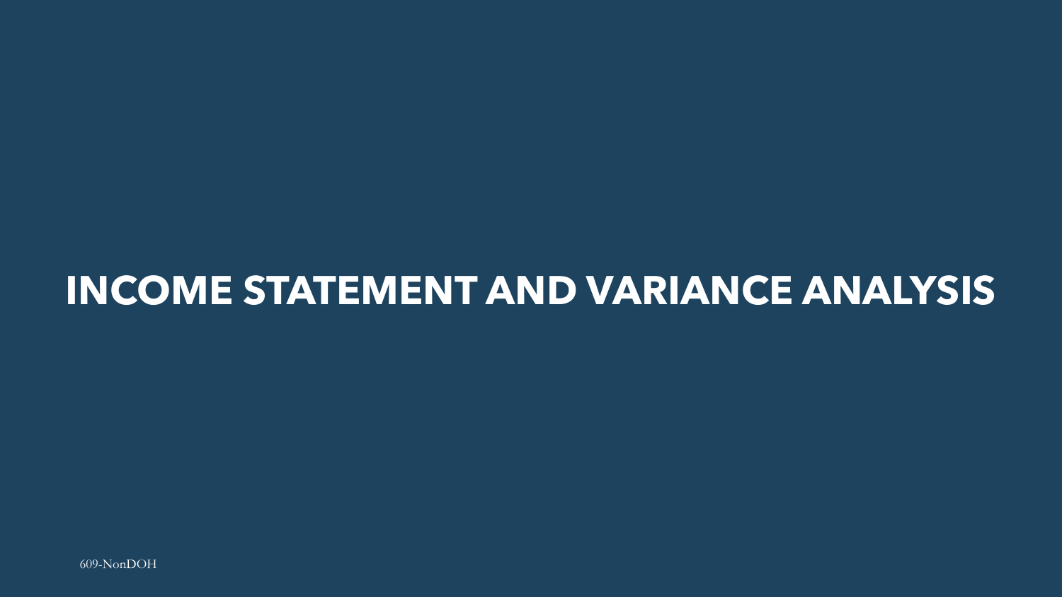# INCOME STATEMENT AND VARIANCE ANALYSIS

609-NonDOH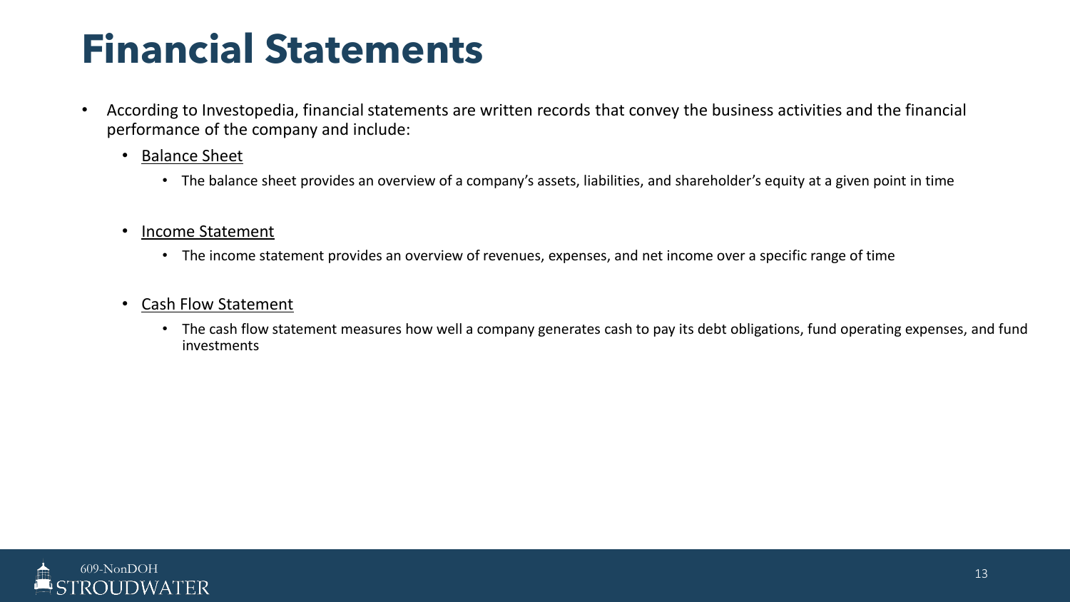# Financial Statements

- According to Investopedia, financial statements are written records that convey the business activities and the financial performance of the company and include:
  - Balance Sheet
    - The balance sheet provides an overview of a company's assets, liabilities, and shareholder's equity at a given point in time
  - Income Statement
    - The income statement provides an overview of revenues, expenses, and net income over a specific range of time
  - Cash Flow Statement
    - The cash flow statement measures how well a company generates cash to pay its debt obligations, fund operating expenses, and fund investments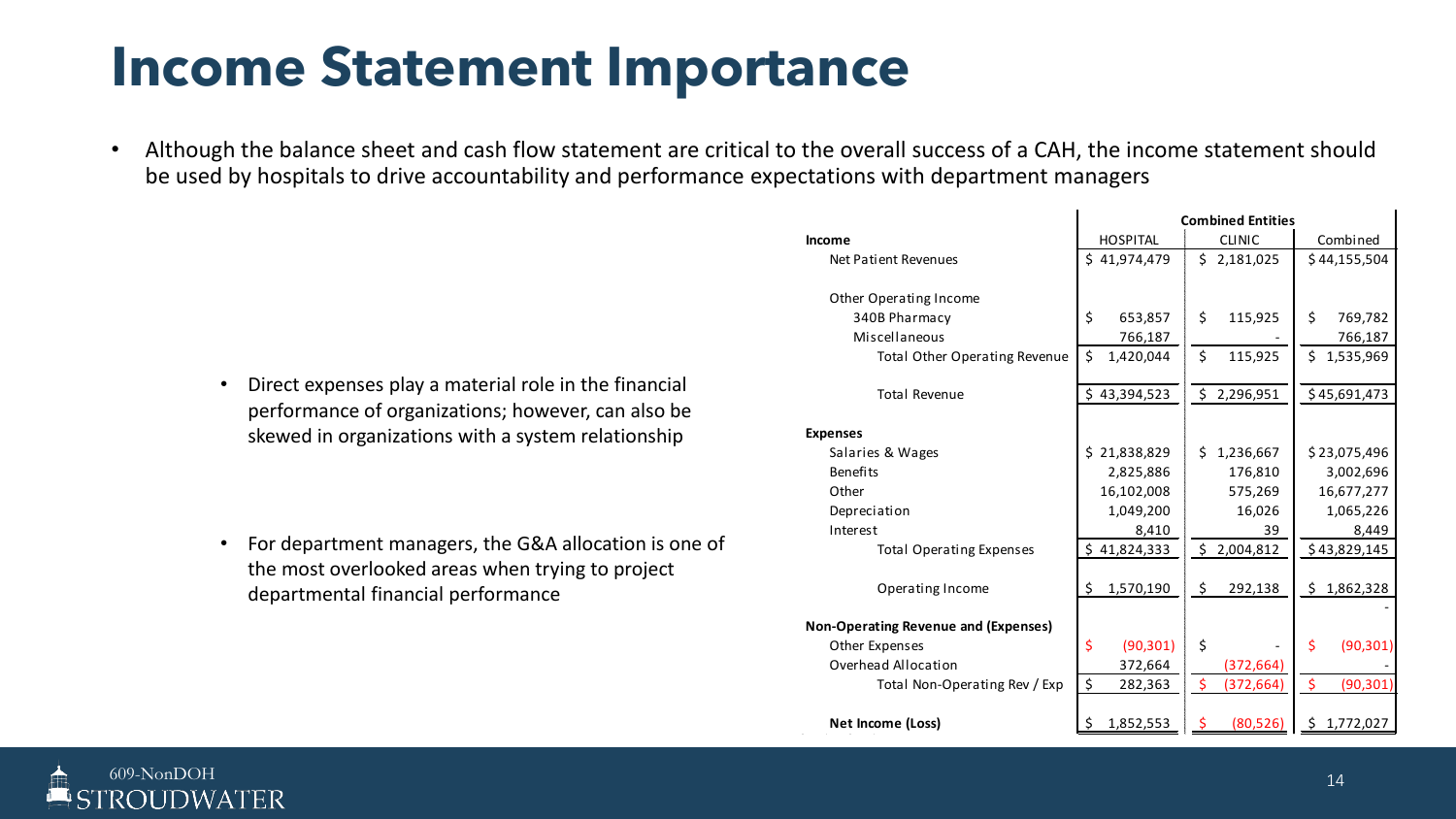# Income Statement Importance

- Although the balance sheet and cash flow statement are critical to the overall success of a CAH, the income statement should be used by hospitals to drive accountability and performance expectations with department managers

- Direct expenses play a material role in the financial performance of organizations; however, can also be skewed in organizations with a system relationship

- For department managers, the G&A allocation is one of the most overlooked areas when trying to project departmental financial performance

| | Combined Entities | | |
|---|---|---|---|
| **Income** | HOSPITAL | CLINIC | Combined |
| Net Patient Revenues | $ 41,974,479 | $ 2,181,025 | $ 44,155,504 |
| | | | |
| Other Operating Income | | | |
| 340B Pharmacy | $ 653,857 | $ 115,925 | $ 769,782 |
| Miscellaneous | 766,187 | - | 766,187 |
| Total Other Operating Revenue | $ 1,420,044 | $ 115,925 | $ 1,535,969 |
| | | | |
| Total Revenue | $ 43,394,523 | $ 2,296,951 | $ 45,691,473 |
| | | | |
| **Expenses** | | | |
| Salaries & Wages | $ 21,838,829 | $ 1,236,667 | $ 23,075,496 |
| Benefits | 2,825,886 | 176,810 | 3,002,696 |
| Other | 16,102,008 | 575,269 | 16,677,277 |
| Depreciation | 1,049,200 | 16,026 | 1,065,226 |
| Interest | 8,410 | 39 | 8,449 |
| Total Operating Expenses | $ 41,824,333 | $ 2,004,812 | $ 43,829,145 |
| | | | |
| Operating Income | $ 1,570,190 | $ 292,138 | $ 1,862,328 |
| | | | - |
| **Non-Operating Revenue and (Expenses)** | | | |
| Other Expenses | $ (90,301) | $ - | $ (90,301) |
| Overhead Allocation | 372,664 | (372,664) | - |
| Total Non-Operating Rev / Exp | $ 282,363 | $ (372,664) | $ (90,301) |
| | | | |
| **Net Income (Loss)** | $ 1,852,553 | $ (80,526) | $ 1,772,027 |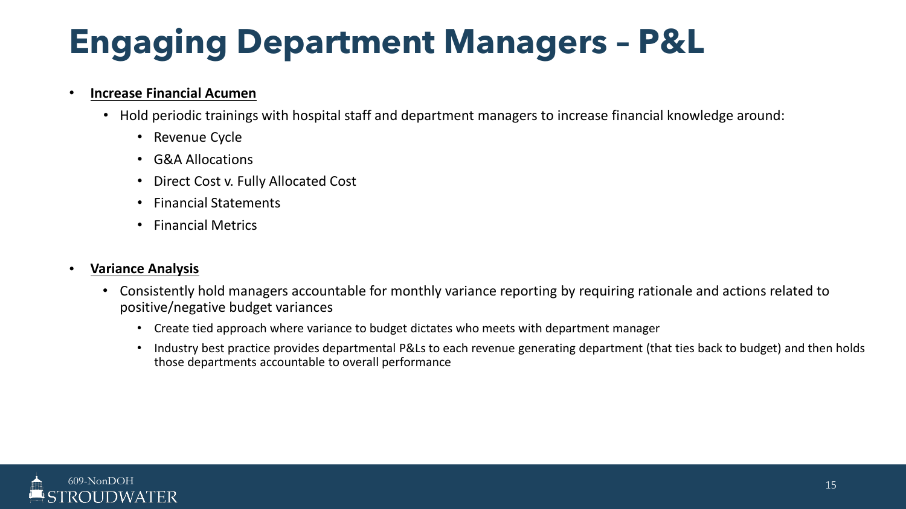# Engaging Department Managers – P&L

- **Increase Financial Acumen**
  - Hold periodic trainings with hospital staff and department managers to increase financial knowledge around:
    - Revenue Cycle
    - G&A Allocations
    - Direct Cost v. Fully Allocated Cost
    - Financial Statements
    - Financial Metrics

- **Variance Analysis**
  - Consistently hold managers accountable for monthly variance reporting by requiring rationale and actions related to positive/negative budget variances
    - Create tied approach where variance to budget dictates who meets with department manager
    - Industry best practice provides departmental P&Ls to each revenue generating department (that ties back to budget) and then holds those departments accountable to overall performance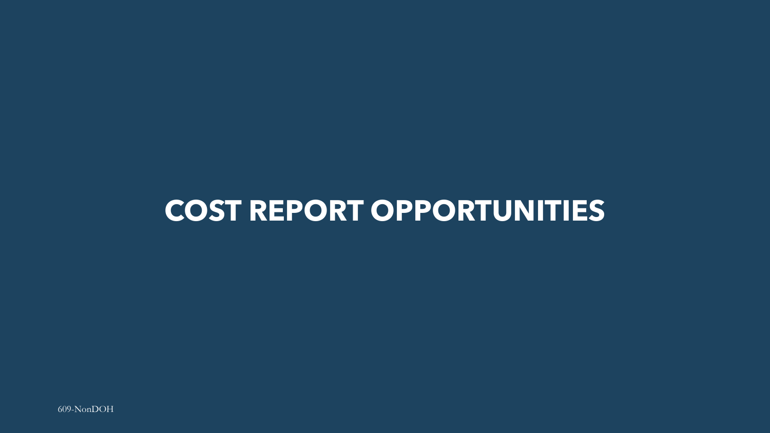# COST REPORT OPPORTUNITIES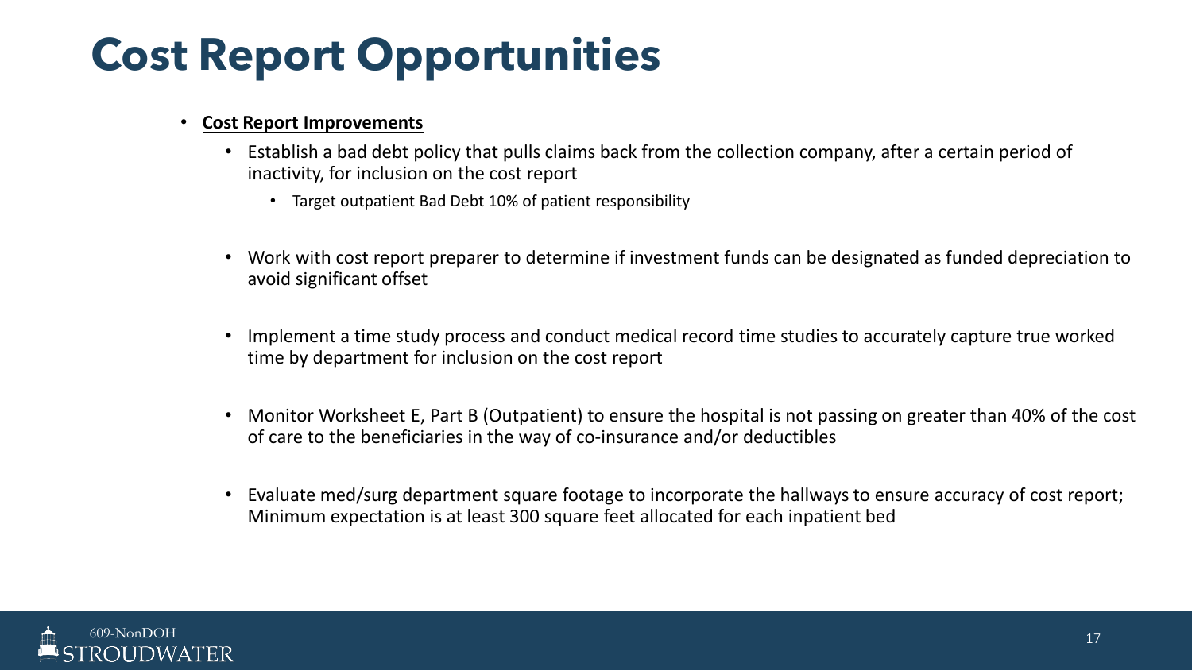# Cost Report Opportunities

- **Cost Report Improvements**
  - Establish a bad debt policy that pulls claims back from the collection company, after a certain period of inactivity, for inclusion on the cost report
    - Target outpatient Bad Debt 10% of patient responsibility
  - Work with cost report preparer to determine if investment funds can be designated as funded depreciation to avoid significant offset
  - Implement a time study process and conduct medical record time studies to accurately capture true worked time by department for inclusion on the cost report
  - Monitor Worksheet E, Part B (Outpatient) to ensure the hospital is not passing on greater than 40% of the cost of care to the beneficiaries in the way of co-insurance and/or deductibles
  - Evaluate med/surg department square footage to incorporate the hallways to ensure accuracy of cost report; Minimum expectation is at least 300 square feet allocated for each inpatient bed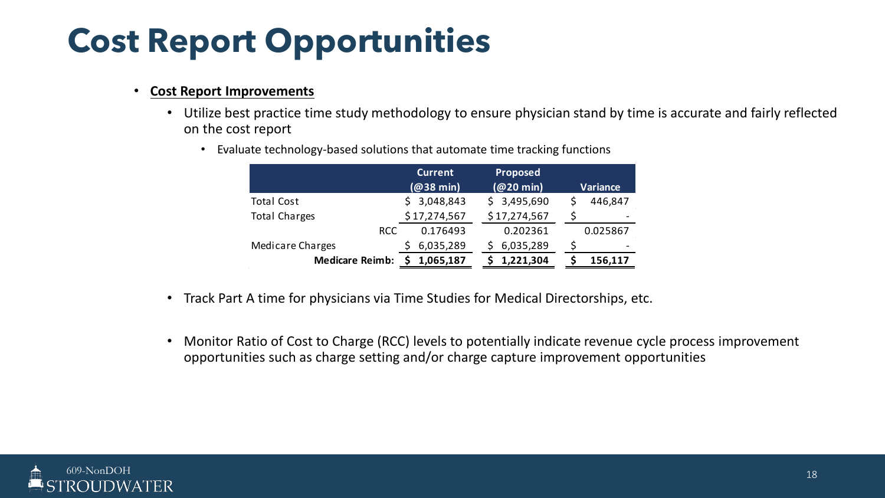# Cost Report Opportunities

- **Cost Report Improvements**
  - Utilize best practice time study methodology to ensure physician stand by time is accurate and fairly reflected on the cost report
    - Evaluate technology-based solutions that automate time tracking functions

| | Current (@38 min) | Proposed (@20 min) | Variance |
|---|---|---|---|
| Total Cost | $ 3,048,843 | $ 3,495,690 | $ 446,847 |
| Total Charges | $ 17,274,567 | $ 17,274,567 | $ - |
| RCC | 0.176493 | 0.202361 | 0.025867 |
| Medicare Charges | $ 6,035,289 | $ 6,035,289 | $ - |
| **Medicare Reimb:** | **$ 1,065,187** | **$ 1,221,304** | **$ 156,117** |

  - Track Part A time for physicians via Time Studies for Medical Directorships, etc.
  - Monitor Ratio of Cost to Charge (RCC) levels to potentially indicate revenue cycle process improvement opportunities such as charge setting and/or charge capture improvement opportunities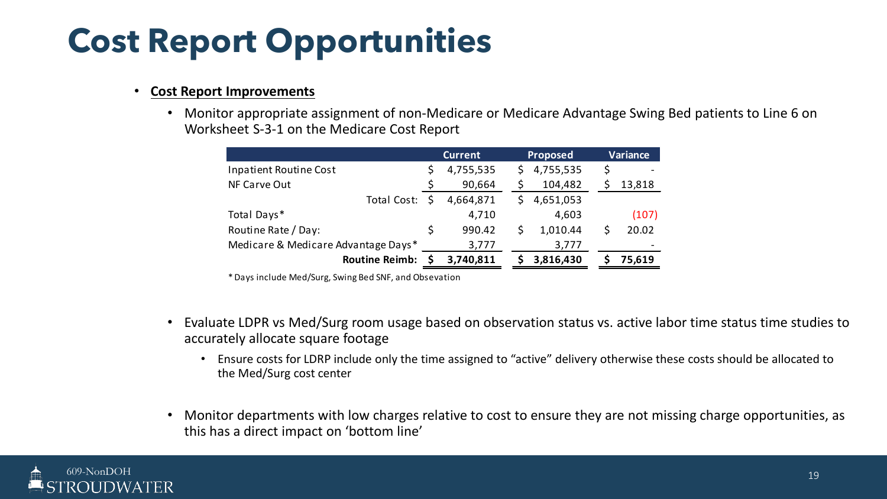# Cost Report Opportunities

- **Cost Report Improvements**
  - Monitor appropriate assignment of non-Medicare or Medicare Advantage Swing Bed patients to Line 6 on Worksheet S-3-1 on the Medicare Cost Report

| | Current | Proposed | Variance |
|---|---|---|---|
| Inpatient Routine Cost | $ 4,755,535 | $ 4,755,535 | $ - |
| NF Carve Out | $ 90,664 | $ 104,482 | $ 13,818 |
| Total Cost: | $ 4,664,871 | $ 4,651,053 | |
| Total Days* | 4,710 | 4,603 | (107) |
| Routine Rate / Day: | $ 990.42 | $ 1,010.44 | $ 20.02 |
| Medicare & Medicare Advantage Days* | 3,777 | 3,777 | - |
| **Routine Reimb:** | **$ 3,740,811** | **$ 3,816,430** | **$ 75,619** |

\* Days include Med/Surg, Swing Bed SNF, and Obsevation

  - Evaluate LDPR vs Med/Surg room usage based on observation status vs. active labor time status time studies to accurately allocate square footage
    - Ensure costs for LDRP include only the time assigned to "active" delivery otherwise these costs should be allocated to the Med/Surg cost center
  - Monitor departments with low charges relative to cost to ensure they are not missing charge opportunities, as this has a direct impact on 'bottom line'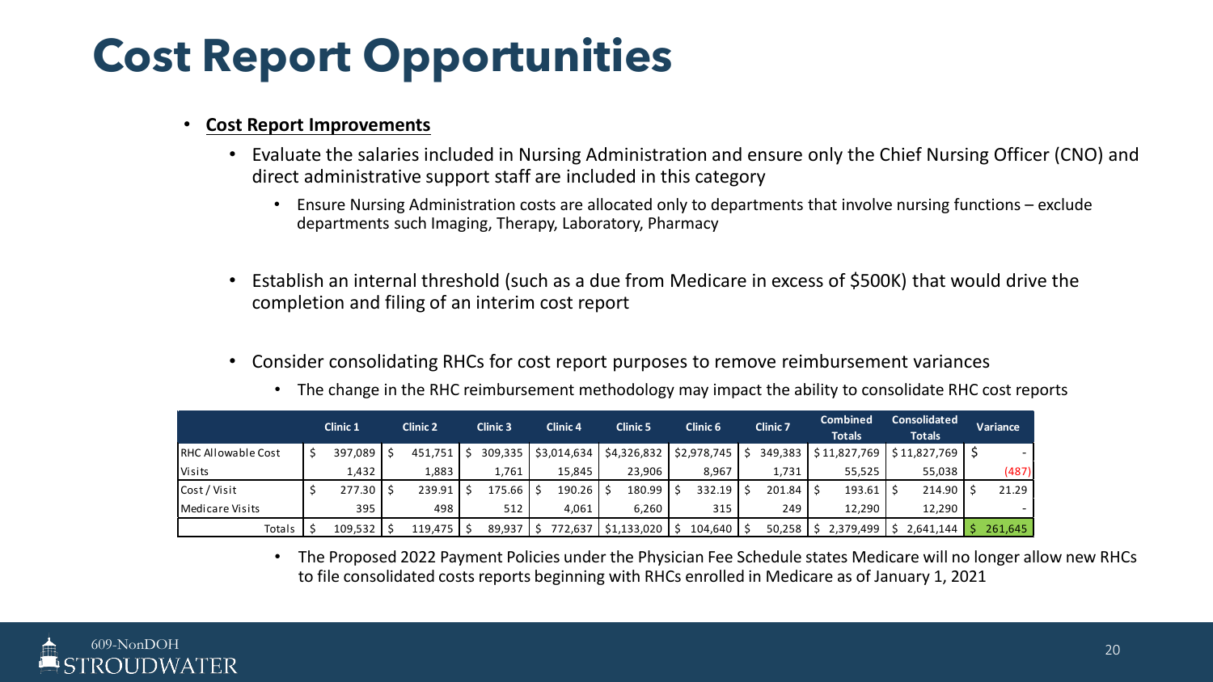# Cost Report Opportunities

- **Cost Report Improvements**
  - Evaluate the salaries included in Nursing Administration and ensure only the Chief Nursing Officer (CNO) and direct administrative support staff are included in this category
    - Ensure Nursing Administration costs are allocated only to departments that involve nursing functions – exclude departments such Imaging, Therapy, Laboratory, Pharmacy
  - Establish an internal threshold (such as a due from Medicare in excess of $500K) that would drive the completion and filing of an interim cost report
  - Consider consolidating RHCs for cost report purposes to remove reimbursement variances
    - The change in the RHC reimbursement methodology may impact the ability to consolidate RHC cost reports

| | Clinic 1 | Clinic 2 | Clinic 3 | Clinic 4 | Clinic 5 | Clinic 6 | Clinic 7 | Combined Totals | Consolidated Totals | Variance |
|---|---|---|---|---|---|---|---|---|---|---|
| RHC Allowable Cost | $ 397,089 | $ 451,751 | $ 309,335 | $3,014,634 | $4,326,832 | $2,978,745 | $ 349,383 | $ 11,827,769 | $ 11,827,769 | $ - |
| Visits | 1,432 | 1,883 | 1,761 | 15,845 | 23,906 | 8,967 | 1,731 | 55,525 | 55,038 | (487) |
| Cost / Visit | $ 277.30 | $ 239.91 | $ 175.66 | $ 190.26 | $ 180.99 | $ 332.19 | $ 201.84 | $ 193.61 | $ 214.90 | $ 21.29 |
| Medicare Visits | 395 | 498 | 512 | 4,061 | 6,260 | 315 | 249 | 12,290 | 12,290 | - |
| Totals | $ 109,532 | $ 119,475 | $ 89,937 | $ 772,637 | $1,133,020 | $ 104,640 | $ 50,258 | $ 2,379,499 | $ 2,641,144 | $ 261,645 |

    - The Proposed 2022 Payment Policies under the Physician Fee Schedule states Medicare will no longer allow new RHCs to file consolidated costs reports beginning with RHCs enrolled in Medicare as of January 1, 2021

609-NonDOH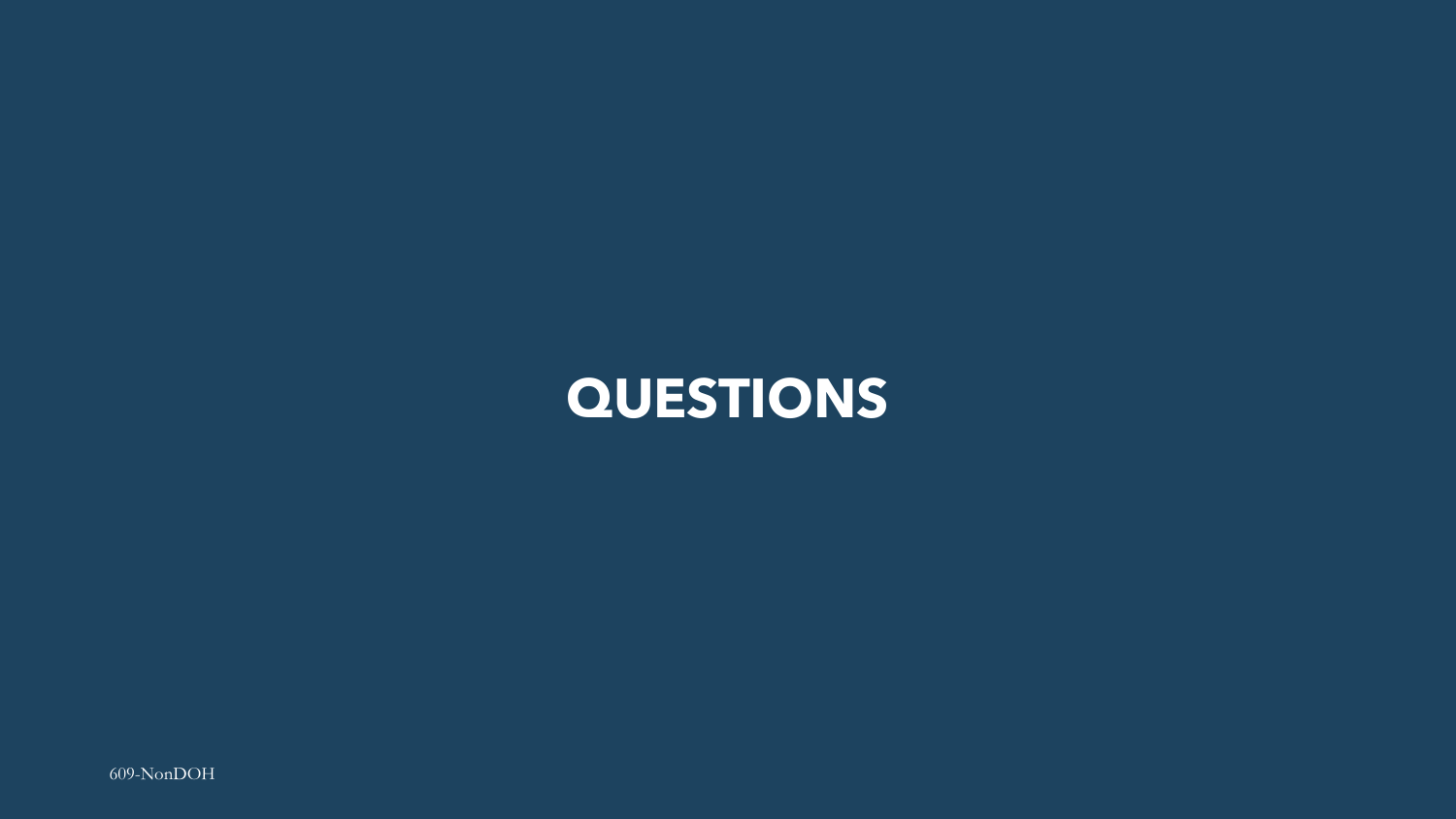# QUESTIONS

609-NonDOH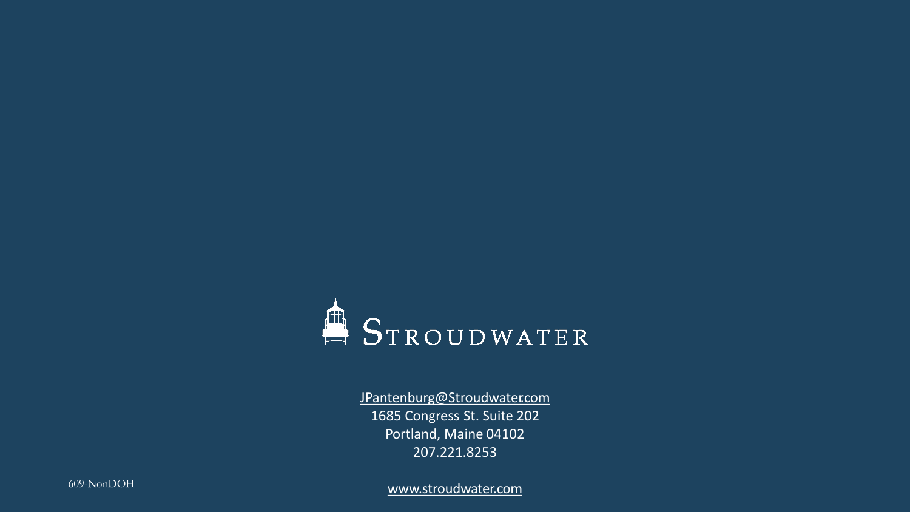STROUDWATER

JPantenburg@Stroudwater.com
1685 Congress St. Suite 202
Portland, Maine 04102
207.221.8253

609-NonDOH

www.stroudwater.com